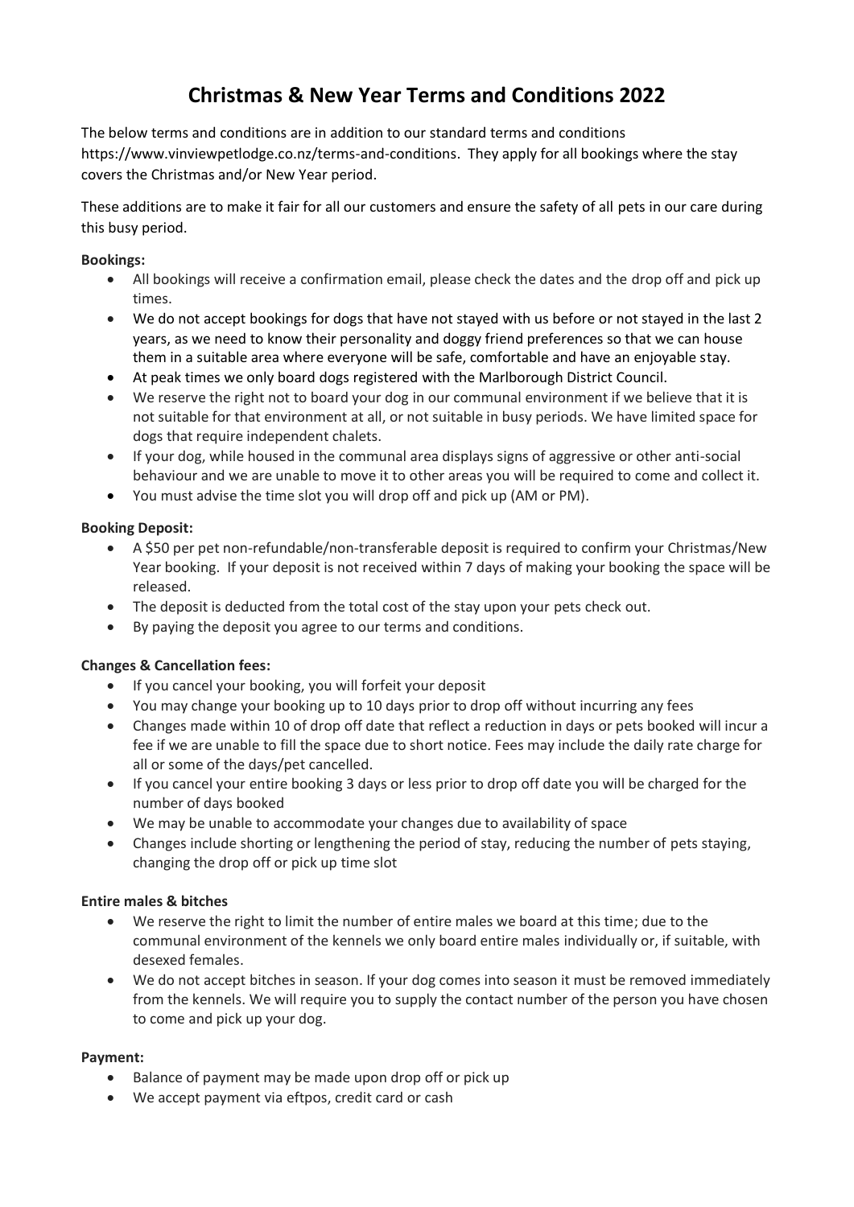# Christmas & New Year Terms and Conditions 2022

The below terms and conditions are in addition to our standard terms and conditions https://www.vinviewpetlodge.co.nz/terms-and-conditions. They apply for all bookings where the stay covers the Christmas and/or New Year period.

These additions are to make it fair for all our customers and ensure the safety of all pets in our care during this busy period.

**Bookings:**

- All bookings will receive a confirmation email, please check the dates and the drop off and pick up times.
- We do not accept bookings for dogs that have not stayed with us before or not stayed in the last 2 years, as we need to know their personality and doggy friend preferences so that we can house them in a suitable area where everyone will be safe, comfortable and have an enjoyable stay.
- At peak times we only board dogs registered with the Marlborough District Council.
- We reserve the right not to board your dog in our communal environment if we believe that it is not suitable for that environment at all, or not suitable in busy periods. We have limited space for dogs that require independent chalets.
- If your dog, while housed in the communal area displays signs of aggressive or other anti-social behaviour and we are unable to move it to other areas you will be required to come and collect it.
- You must advise the time slot you will drop off and pick up (AM or PM).

**Booking Deposit:**

- A $50 per pet non-refundable/non-transferable deposit is required to confirm your Christmas/New Year booking. If your deposit is not received within 7 days of making your booking the space will be released.
- The deposit is deducted from the total cost of the stay upon your pets check out.
- By paying the deposit you agree to our terms and conditions.

**Changes & Cancellation fees:**

- If you cancel your booking, you will forfeit your deposit
- You may change your booking up to 10 days prior to drop off without incurring any fees
- Changes made within 10 of drop off date that reflect a reduction in days or pets booked will incur a fee if we are unable to fill the space due to short notice. Fees may include the daily rate charge for all or some of the days/pet cancelled.
- If you cancel your entire booking 3 days or less prior to drop off date you will be charged for the number of days booked
- We may be unable to accommodate your changes due to availability of space
- Changes include shorting or lengthening the period of stay, reducing the number of pets staying, changing the drop off or pick up time slot

**Entire males & bitches**

- We reserve the right to limit the number of entire males we board at this time; due to the communal environment of the kennels we only board entire males individually or, if suitable, with desexed females.
- We do not accept bitches in season. If your dog comes into season it must be removed immediately from the kennels. We will require you to supply the contact number of the person you have chosen to come and pick up your dog.

**Payment:**

- Balance of payment may be made upon drop off or pick up
- We accept payment via eftpos, credit card or cash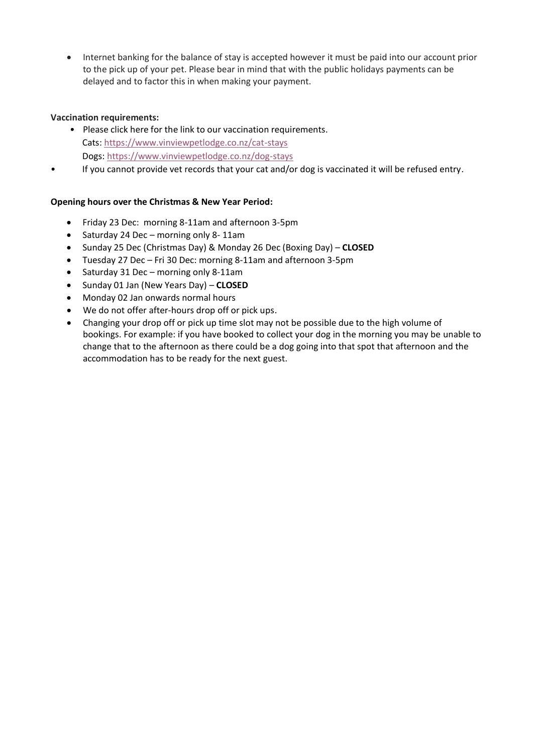- Internet banking for the balance of stay is accepted however it must be paid into our account prior to the pick up of your pet. Please bear in mind that with the public holidays payments can be delayed and to factor this in when making your payment.

**Vaccination requirements:**

- Please click here for the link to our vaccination requirements.
  Cats: https://www.vinviewpetlodge.co.nz/cat-stays
  Dogs: https://www.vinviewpetlodge.co.nz/dog-stays
- If you cannot provide vet records that your cat and/or dog is vaccinated it will be refused entry.

**Opening hours over the Christmas & New Year Period:**

- Friday 23 Dec: morning 8-11am and afternoon 3-5pm
- Saturday 24 Dec – morning only 8- 11am
- Sunday 25 Dec (Christmas Day) & Monday 26 Dec (Boxing Day) – **CLOSED**
- Tuesday 27 Dec – Fri 30 Dec: morning 8-11am and afternoon 3-5pm
- Saturday 31 Dec – morning only 8-11am
- Sunday 01 Jan (New Years Day) – **CLOSED**
- Monday 02 Jan onwards normal hours
- We do not offer after-hours drop off or pick ups.
- Changing your drop off or pick up time slot may not be possible due to the high volume of bookings. For example: if you have booked to collect your dog in the morning you may be unable to change that to the afternoon as there could be a dog going into that spot that afternoon and the accommodation has to be ready for the next guest.